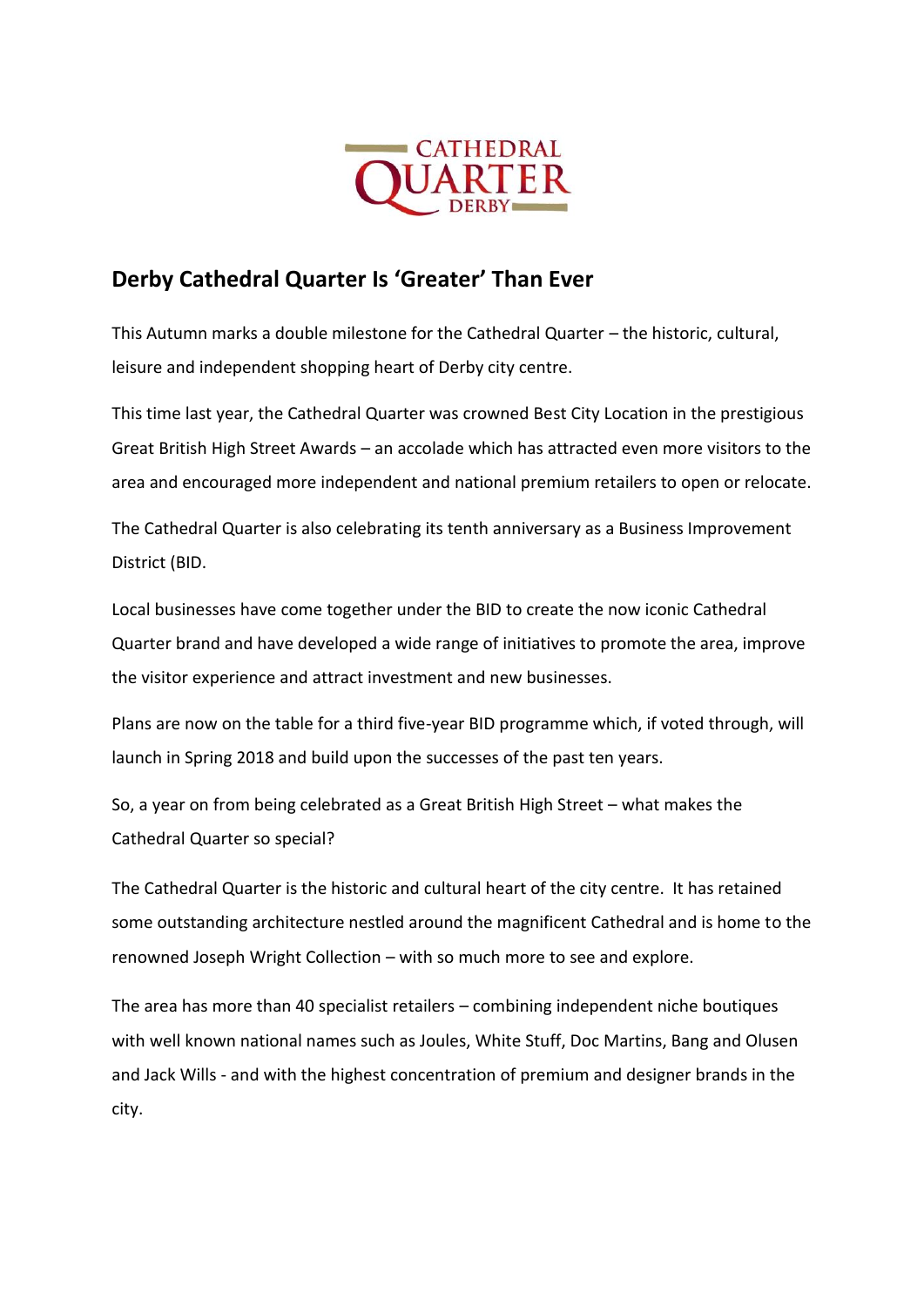CATHEDRAL QUARTER DERBY

# Derby Cathedral Quarter Is 'Greater' Than Ever

This Autumn marks a double milestone for the Cathedral Quarter – the historic, cultural, leisure and independent shopping heart of Derby city centre.

This time last year, the Cathedral Quarter was crowned Best City Location in the prestigious Great British High Street Awards – an accolade which has attracted even more visitors to the area and encouraged more independent and national premium retailers to open or relocate.

The Cathedral Quarter is also celebrating its tenth anniversary as a Business Improvement District (BID.

Local businesses have come together under the BID to create the now iconic Cathedral Quarter brand and have developed a wide range of initiatives to promote the area, improve the visitor experience and attract investment and new businesses.

Plans are now on the table for a third five-year BID programme which, if voted through, will launch in Spring 2018 and build upon the successes of the past ten years.

So, a year on from being celebrated as a Great British High Street – what makes the Cathedral Quarter so special?

The Cathedral Quarter is the historic and cultural heart of the city centre. It has retained some outstanding architecture nestled around the magnificent Cathedral and is home to the renowned Joseph Wright Collection – with so much more to see and explore.

The area has more than 40 specialist retailers – combining independent niche boutiques with well known national names such as Joules, White Stuff, Doc Martins, Bang and Olusen and Jack Wills - and with the highest concentration of premium and designer brands in the city.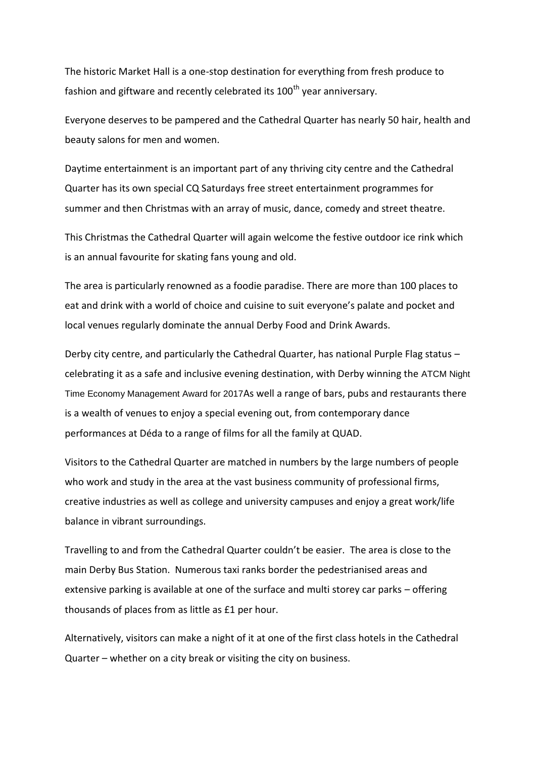The historic Market Hall is a one-stop destination for everything from fresh produce to fashion and giftware and recently celebrated its 100th year anniversary.

Everyone deserves to be pampered and the Cathedral Quarter has nearly 50 hair, health and beauty salons for men and women.

Daytime entertainment is an important part of any thriving city centre and the Cathedral Quarter has its own special CQ Saturdays free street entertainment programmes for summer and then Christmas with an array of music, dance, comedy and street theatre.

This Christmas the Cathedral Quarter will again welcome the festive outdoor ice rink which is an annual favourite for skating fans young and old.

The area is particularly renowned as a foodie paradise. There are more than 100 places to eat and drink with a world of choice and cuisine to suit everyone's palate and pocket and local venues regularly dominate the annual Derby Food and Drink Awards.

Derby city centre, and particularly the Cathedral Quarter, has national Purple Flag status – celebrating it as a safe and inclusive evening destination, with Derby winning the ATCM Night Time Economy Management Award for 2017As well a range of bars, pubs and restaurants there is a wealth of venues to enjoy a special evening out, from contemporary dance performances at Déda to a range of films for all the family at QUAD.

Visitors to the Cathedral Quarter are matched in numbers by the large numbers of people who work and study in the area at the vast business community of professional firms, creative industries as well as college and university campuses and enjoy a great work/life balance in vibrant surroundings.

Travelling to and from the Cathedral Quarter couldn't be easier. The area is close to the main Derby Bus Station. Numerous taxi ranks border the pedestrianised areas and extensive parking is available at one of the surface and multi storey car parks – offering thousands of places from as little as £1 per hour.

Alternatively, visitors can make a night of it at one of the first class hotels in the Cathedral Quarter – whether on a city break or visiting the city on business.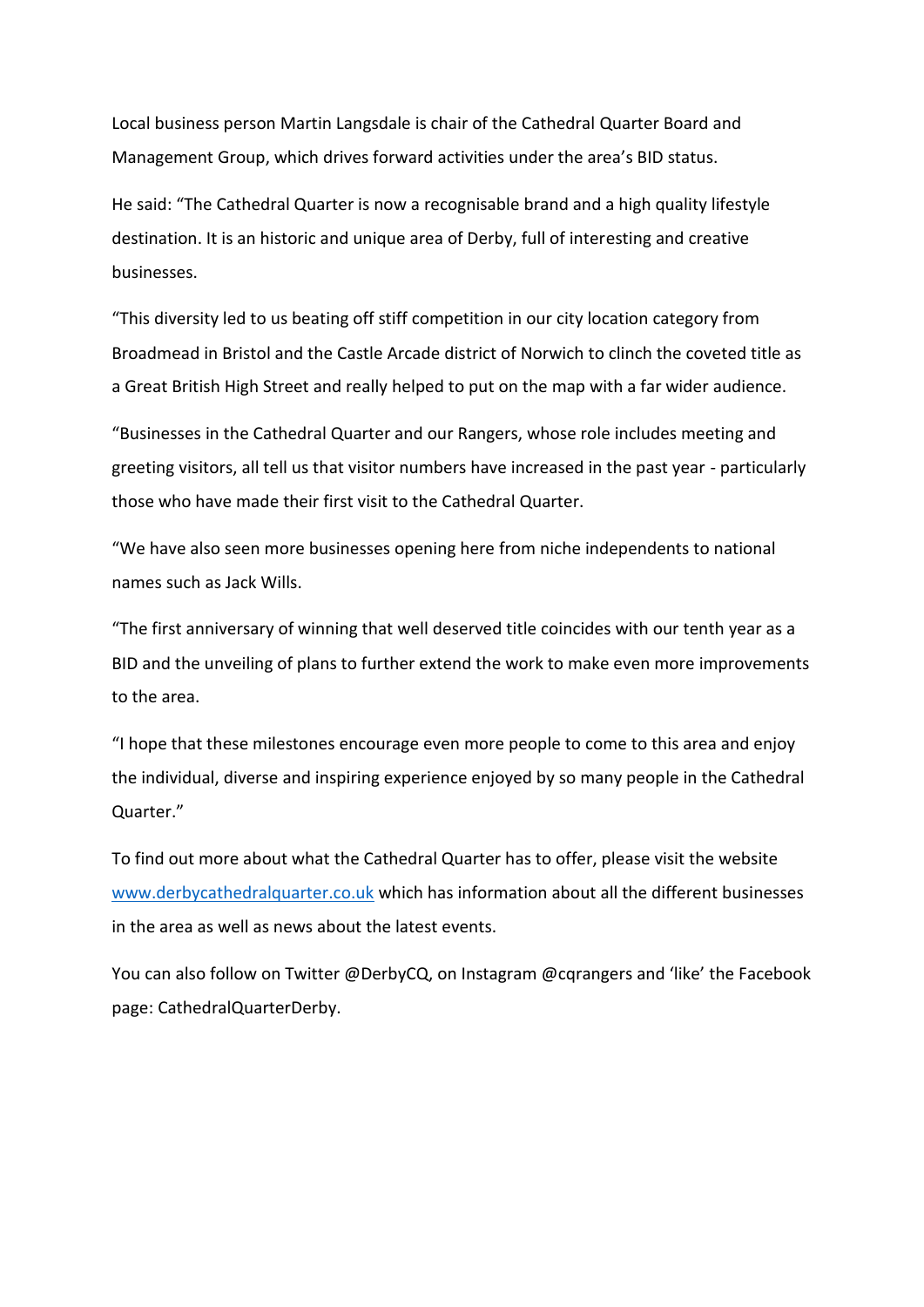Local business person Martin Langsdale is chair of the Cathedral Quarter Board and Management Group, which drives forward activities under the area's BID status.

He said: "The Cathedral Quarter is now a recognisable brand and a high quality lifestyle destination. It is an historic and unique area of Derby, full of interesting and creative businesses.

"This diversity led to us beating off stiff competition in our city location category from Broadmead in Bristol and the Castle Arcade district of Norwich to clinch the coveted title as a Great British High Street and really helped to put on the map with a far wider audience.

"Businesses in the Cathedral Quarter and our Rangers, whose role includes meeting and greeting visitors, all tell us that visitor numbers have increased in the past year - particularly those who have made their first visit to the Cathedral Quarter.

"We have also seen more businesses opening here from niche independents to national names such as Jack Wills.

"The first anniversary of winning that well deserved title coincides with our tenth year as a BID and the unveiling of plans to further extend the work to make even more improvements to the area.

"I hope that these milestones encourage even more people to come to this area and enjoy the individual, diverse and inspiring experience enjoyed by so many people in the Cathedral Quarter."

To find out more about what the Cathedral Quarter has to offer, please visit the website [www.derbycathedralquarter.co.uk](http://www.derbycathedralquarter.co.uk) which has information about all the different businesses in the area as well as news about the latest events.

You can also follow on Twitter @DerbyCQ, on Instagram @cqrangers and 'like' the Facebook page: CathedralQuarterDerby.